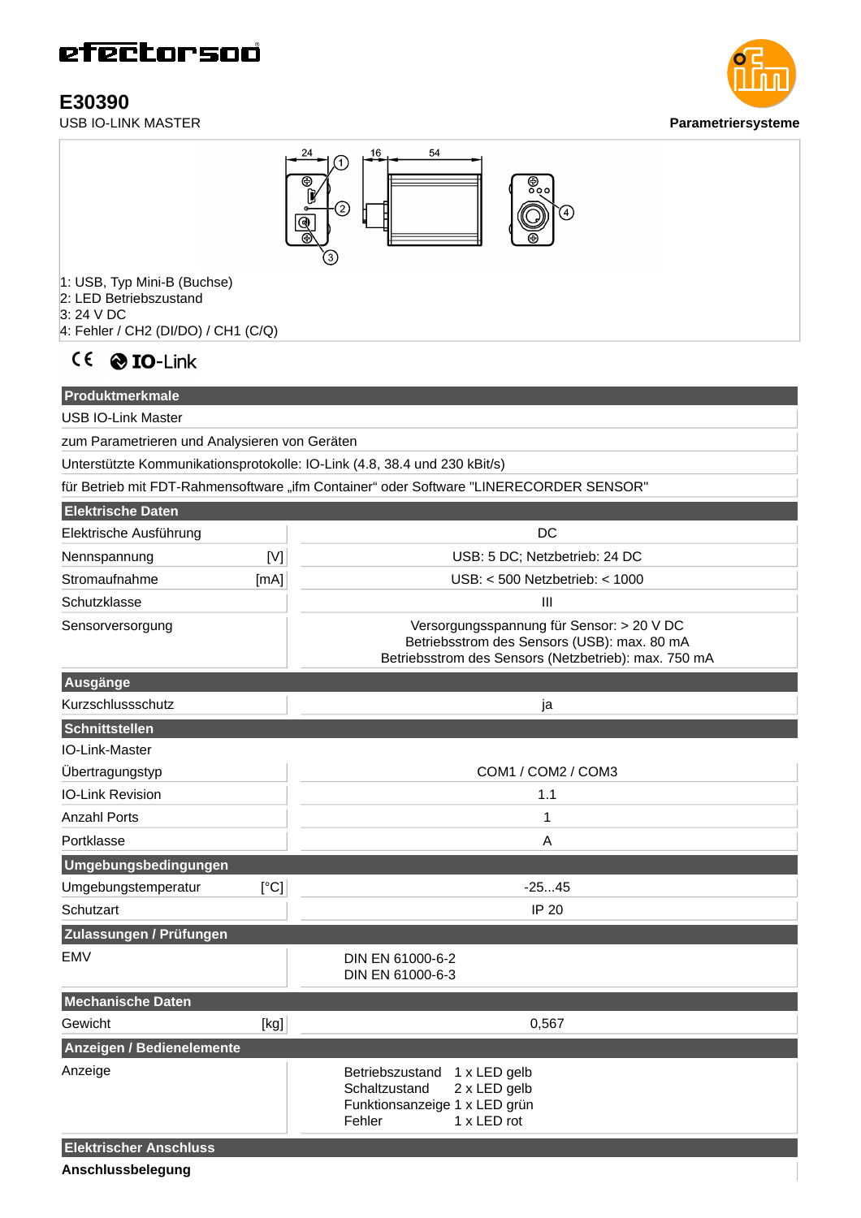efectorsoo

# E30390

USB IO-LINK MASTER

Parametriersysteme

1: USB, Typ Mini-B (Buchse)
2: LED Betriebszustand
3: 24 V DC
4: Fehler / CH2 (DI/DO) / CH1 (C/Q)

CE IO-Link

| Produktmerkmale | |
|---|---|
| USB IO-Link Master | |
| zum Parametrieren und Analysieren von Geräten | |
| Unterstützte Kommunikationsprotokolle: IO-Link (4.8, 38.4 und 230 kBit/s) | |
| für Betrieb mit FDT-Rahmensoftware „ifm Container" oder Software "LINERECORDER SENSOR" | |
| **Elektrische Daten** | |
| Elektrische Ausführung | DC |
| Nennspannung [V] | USB: 5 DC; Netzbetrieb: 24 DC |
| Stromaufnahme [mA] | USB: < 500 Netzbetrieb: < 1000 |
| Schutzklasse | III |
| Sensorversorgung | Versorgungsspannung für Sensor: > 20 V DC<br>Betriebsstrom des Sensors (USB): max. 80 mA<br>Betriebsstrom des Sensors (Netzbetrieb): max. 750 mA |
| **Ausgänge** | |
| Kurzschlussschutz | ja |
| **Schnittstellen** | |
| IO-Link-Master | |
| Übertragungstyp | COM1 / COM2 / COM3 |
| IO-Link Revision | 1.1 |
| Anzahl Ports | 1 |
| Portklasse | A |
| **Umgebungsbedingungen** | |
| Umgebungstemperatur [°C] | -25...45 |
| Schutzart | IP 20 |
| **Zulassungen / Prüfungen** | |
| EMV | DIN EN 61000-6-2<br>DIN EN 61000-6-3 |
| **Mechanische Daten** | |
| Gewicht [kg] | 0,567 |
| **Anzeigen / Bedienelemente** | |
| Anzeige | Betriebszustand 1 x LED gelb<br>Schaltzustand 2 x LED gelb<br>Funktionsanzeige 1 x LED grün<br>Fehler 1 x LED rot |
| **Elektrischer Anschluss** | |
| **Anschlussbelegung** | |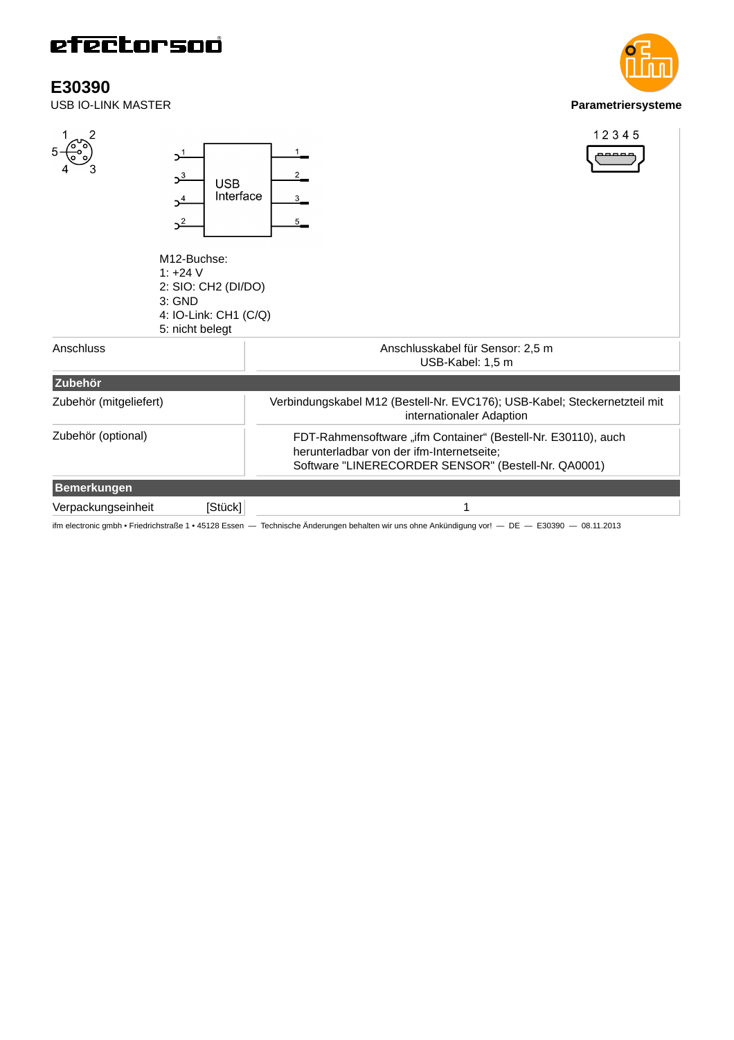# E30390

USB IO-LINK MASTER

**Parametriersysteme**

M12-Buchse:
1: +24 V
2: SIO: CH2 (DI/DO)
3: GND
4: IO-Link: CH1 (C/Q)
5: nicht belegt

| | |
|---|---|
| Anschluss | Anschlusskabel für Sensor: 2,5 m<br>USB-Kabel: 1,5 m |
| **Zubehör** | |
| Zubehör (mitgeliefert) | Verbindungskabel M12 (Bestell-Nr. EVC176); USB-Kabel; Steckernetzteil mit internationaler Adaption |
| Zubehör (optional) | FDT-Rahmensoftware „ifm Container“ (Bestell-Nr. E30110), auch herunterladbar von der ifm-Internetseite;<br>Software "LINERECORDER SENSOR" (Bestell-Nr. QA0001) |
| **Bemerkungen** | |
| Verpackungseinheit [Stück] | 1 |

ifm electronic gmbh • Friedrichstraße 1 • 45128 Essen — Technische Änderungen behalten wir uns ohne Ankündigung vor! — DE — E30390 — 08.11.2013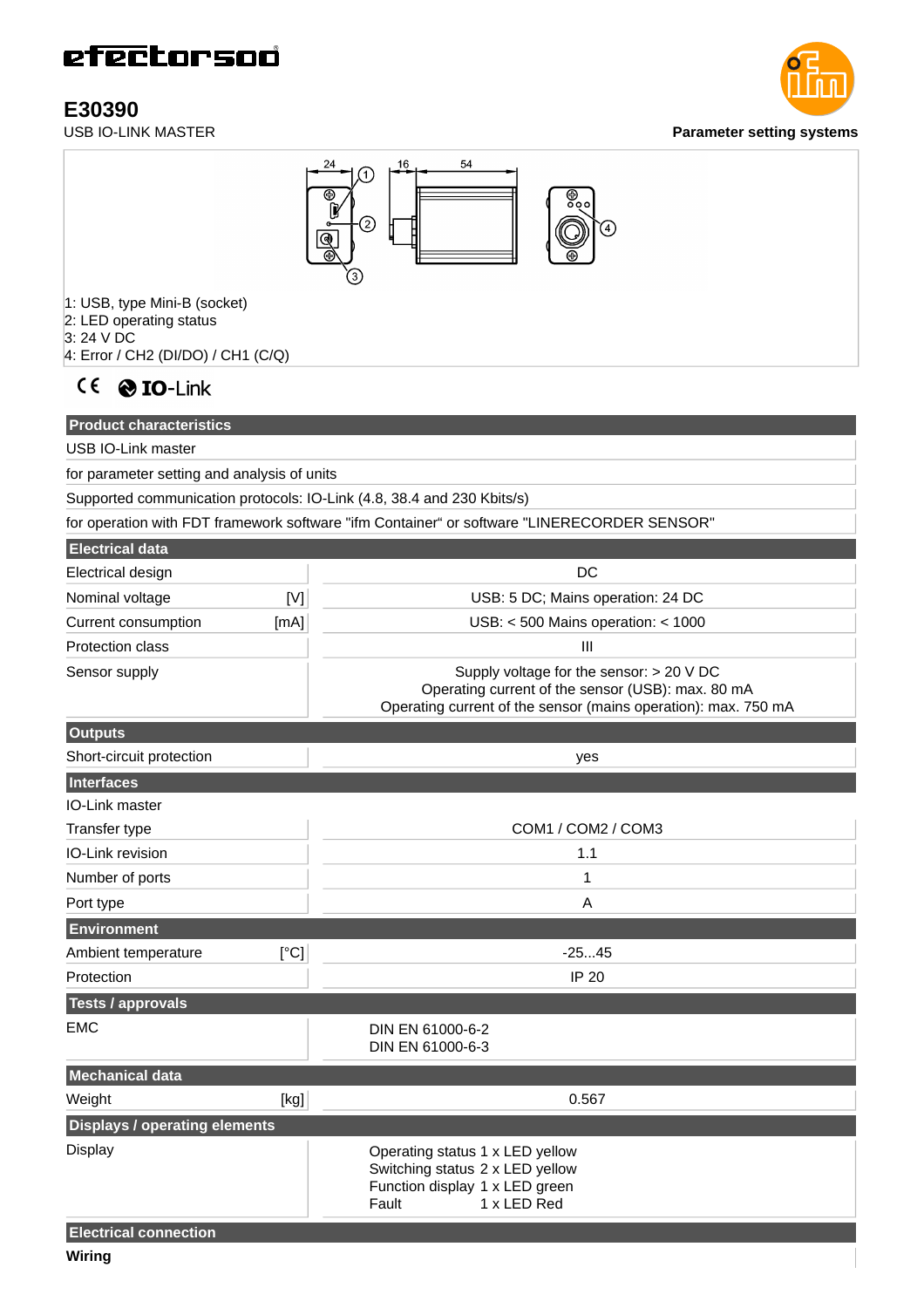efectorsoo

# E30390

USB IO-LINK MASTER

**Parameter setting systems**

1: USB, type Mini-B (socket)
2: LED operating status
3: 24 V DC
4: Error / CH2 (DI/DO) / CH1 (C/Q)

CE IO-Link

| **Product characteristics** | |
|---|---|
| USB IO-Link master | |
| for parameter setting and analysis of units | |
| Supported communication protocols: IO-Link (4.8, 38.4 and 230 Kbits/s) | |
| for operation with FDT framework software "ifm Container" or software "LINERECORDER SENSOR" | |
| **Electrical data** | |
| Electrical design | DC |
| Nominal voltage [V] | USB: 5 DC; Mains operation: 24 DC |
| Current consumption [mA] | USB: < 500 Mains operation: < 1000 |
| Protection class | III |
| Sensor supply | Supply voltage for the sensor: > 20 V DC<br>Operating current of the sensor (USB): max. 80 mA<br>Operating current of the sensor (mains operation): max. 750 mA |
| **Outputs** | |
| Short-circuit protection | yes |
| **Interfaces** | |
| IO-Link master | |
| Transfer type | COM1 / COM2 / COM3 |
| IO-Link revision | 1.1 |
| Number of ports | 1 |
| Port type | A |
| **Environment** | |
| Ambient temperature [°C] | -25...45 |
| Protection | IP 20 |
| **Tests / approvals** | |
| EMC | DIN EN 61000-6-2<br>DIN EN 61000-6-3 |
| **Mechanical data** | |
| Weight [kg] | 0.567 |
| **Displays / operating elements** | |
| Display | Operating status 1 x LED yellow<br>Switching status 2 x LED yellow<br>Function display 1 x LED green<br>Fault 1 x LED Red |
| **Electrical connection** | |
| **Wiring** | |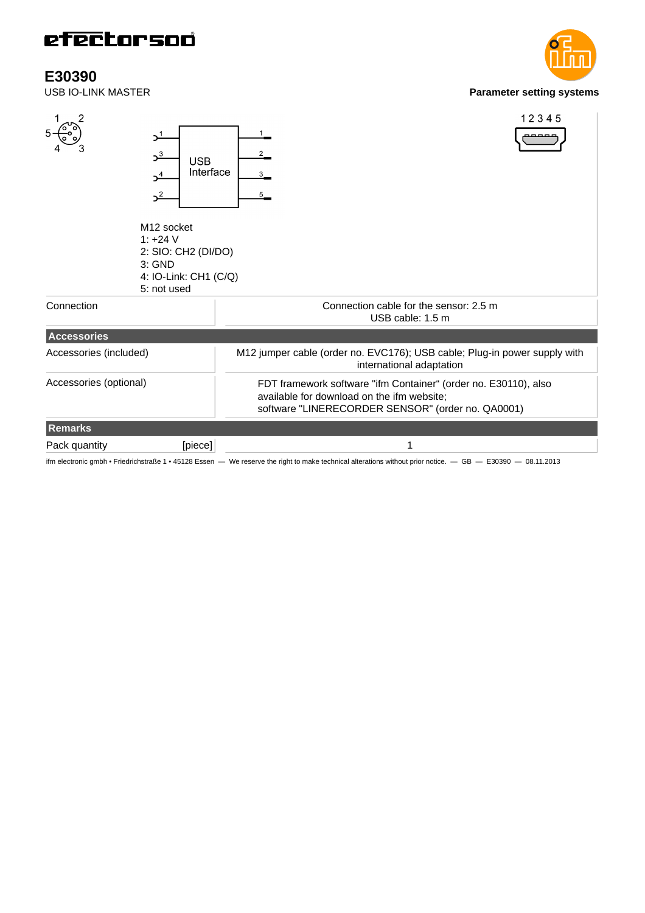# E30390

USB IO-LINK MASTER

**Parameter setting systems**

M12 socket
1: +24 V
2: SIO: CH2 (DI/DO)
3: GND
4: IO-Link: CH1 (C/Q)
5: not used

| | |
|---|---|
| Connection | Connection cable for the sensor: 2.5 m<br>USB cable: 1.5 m |
| **Accessories** | |
| Accessories (included) | M12 jumper cable (order no. EVC176); USB cable; Plug-in power supply with international adaptation |
| Accessories (optional) | FDT framework software "ifm Container“ (order no. E30110), also available for download on the ifm website;<br>software "LINERECORDER SENSOR" (order no. QA0001) |
| **Remarks** | |
| Pack quantity [piece] | 1 |

ifm electronic gmbh • Friedrichstraße 1 • 45128 Essen — We reserve the right to make technical alterations without prior notice. — GB — E30390 — 08.11.2013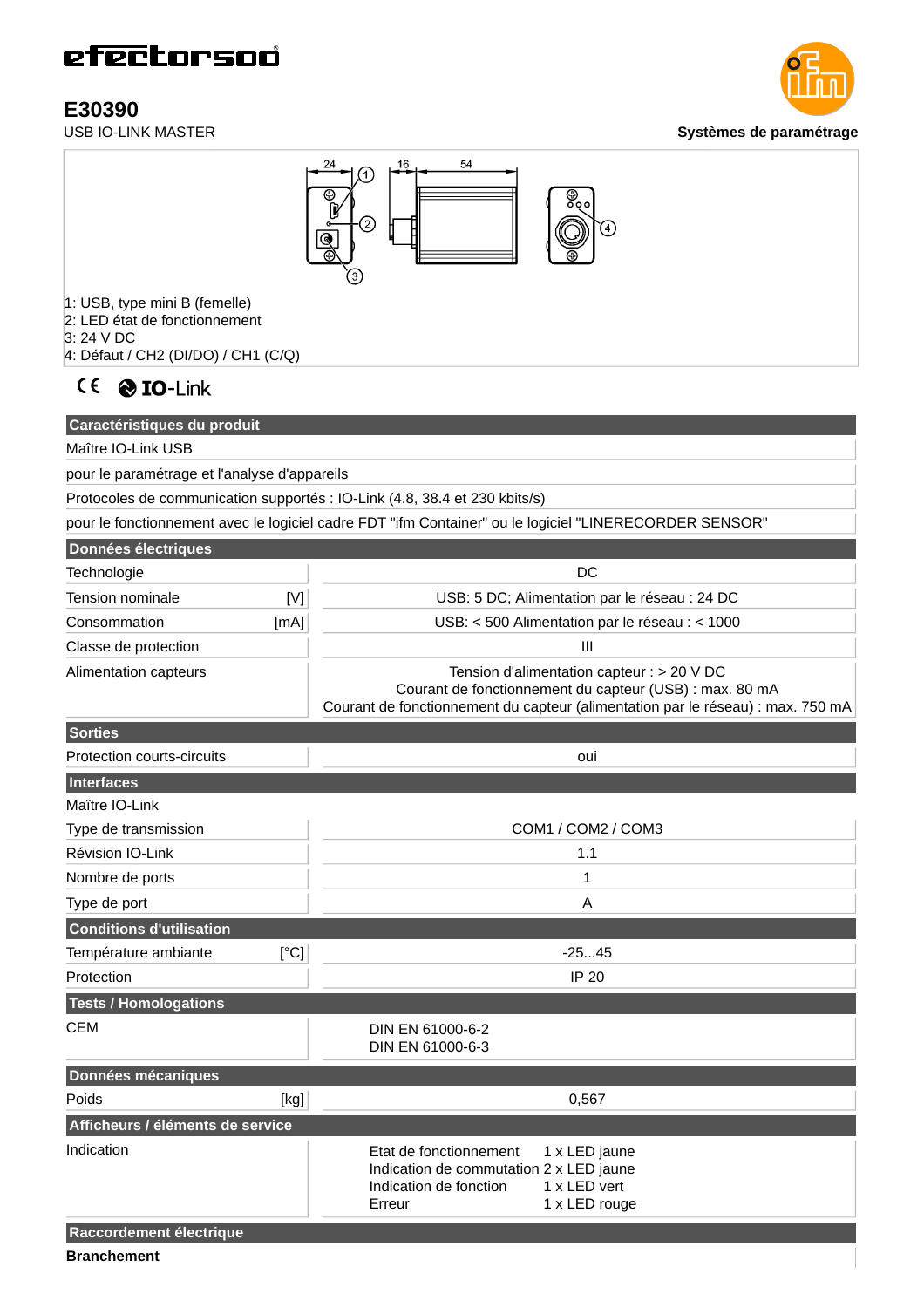efectorsoo

# E30390

USB IO-LINK MASTER

**Systèmes de paramétrage**

1: USB, type mini B (femelle)
2: LED état de fonctionnement
3: 24 V DC
4: Défaut / CH2 (DI/DO) / CH1 (C/Q)

CE IO-Link

| **Caractéristiques du produit** | | |
|---|---|---|
| Maître IO-Link USB | | |
| pour le paramétrage et l'analyse d'appareils | | |
| Protocoles de communication supportés : IO-Link (4.8, 38.4 et 230 kbits/s) | | |
| pour le fonctionnement avec le logiciel cadre FDT "ifm Container" ou le logiciel "LINERECORDER SENSOR" | | |
| **Données électriques** | | |
| Technologie | | DC |
| Tension nominale | [V] | USB: 5 DC; Alimentation par le réseau : 24 DC |
| Consommation | [mA] | USB: < 500 Alimentation par le réseau : < 1000 |
| Classe de protection | | III |
| Alimentation capteurs | | Tension d'alimentation capteur : > 20 V DC<br>Courant de fonctionnement du capteur (USB) : max. 80 mA<br>Courant de fonctionnement du capteur (alimentation par le réseau) : max. 750 mA |
| **Sorties** | | |
| Protection courts-circuits | | oui |
| **Interfaces** | | |
| Maître IO-Link | | |
| Type de transmission | | COM1 / COM2 / COM3 |
| Révision IO-Link | | 1.1 |
| Nombre de ports | | 1 |
| Type de port | | A |
| **Conditions d'utilisation** | | |
| Température ambiante | [°C] | -25...45 |
| Protection | | IP 20 |
| **Tests / Homologations** | | |
| CEM | | DIN EN 61000-6-2<br>DIN EN 61000-6-3 |
| **Données mécaniques** | | |
| Poids | [kg] | 0,567 |
| **Afficheurs / éléments de service** | | |
| Indication | | Etat de fonctionnement 1 x LED jaune<br>Indication de commutation 2 x LED jaune<br>Indication de fonction 1 x LED vert<br>Erreur 1 x LED rouge |
| **Raccordement électrique** | | |
| **Branchement** | | |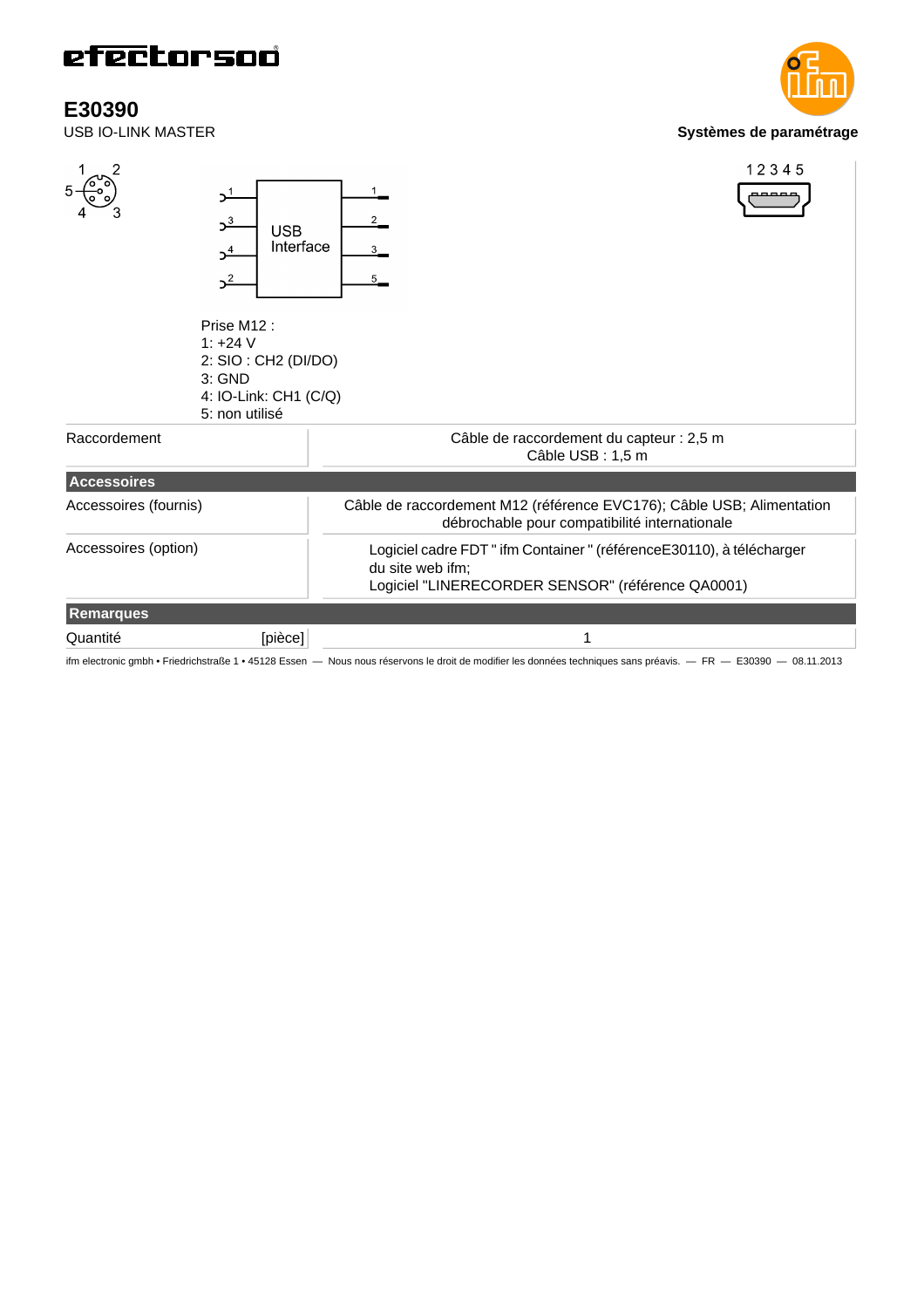efector500

# E30390

USB IO-LINK MASTER

**Systèmes de paramétrage**

1 2
5
4 3

USB
Interface

1 2 3 4 5

Prise M12 :
1: +24 V
2: SIO : CH2 (DI/DO)
3: GND
4: IO-Link: CH1 (C/Q)
5: non utilisé

| | |
|---|---|
| Raccordement | Câble de raccordement du capteur : 2,5 m<br>Câble USB : 1,5 m |
| **Accessoires** | |
| Accessoires (fournis) | Câble de raccordement M12 (référence EVC176); Câble USB; Alimentation débrochable pour compatibilité internationale |
| Accessoires (option) | Logiciel cadre FDT " ifm Container " (référenceE30110), à télécharger du site web ifm;<br>Logiciel "LINERECORDER SENSOR" (référence QA0001) |
| **Remarques** | |
| Quantité [pièce] | 1 |

ifm electronic gmbh • Friedrichstraße 1 • 45128 Essen — Nous nous réservons le droit de modifier les données techniques sans préavis. — FR — E30390 — 08.11.2013